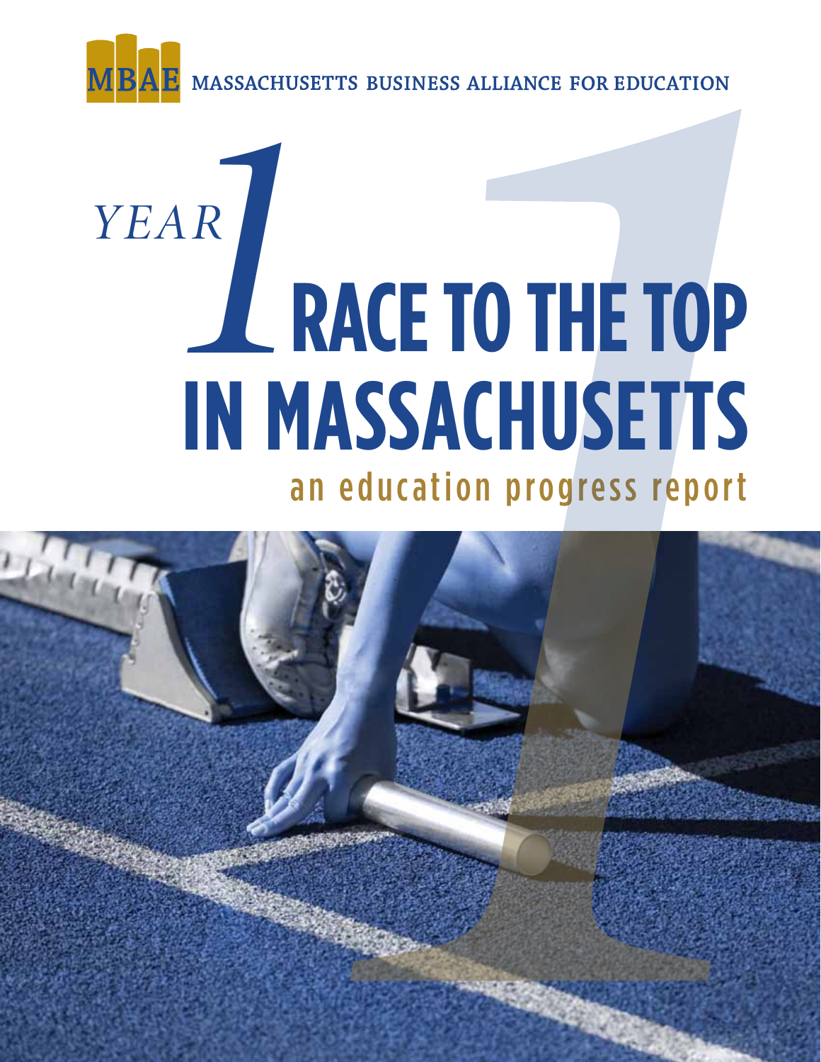MBAE MASSACHUSETTS BUSINESS ALLIANCE FOR EDUCATION

# YEAR 1 RACE TO THE TOP IN MASSACHUSETTS

## an education progress report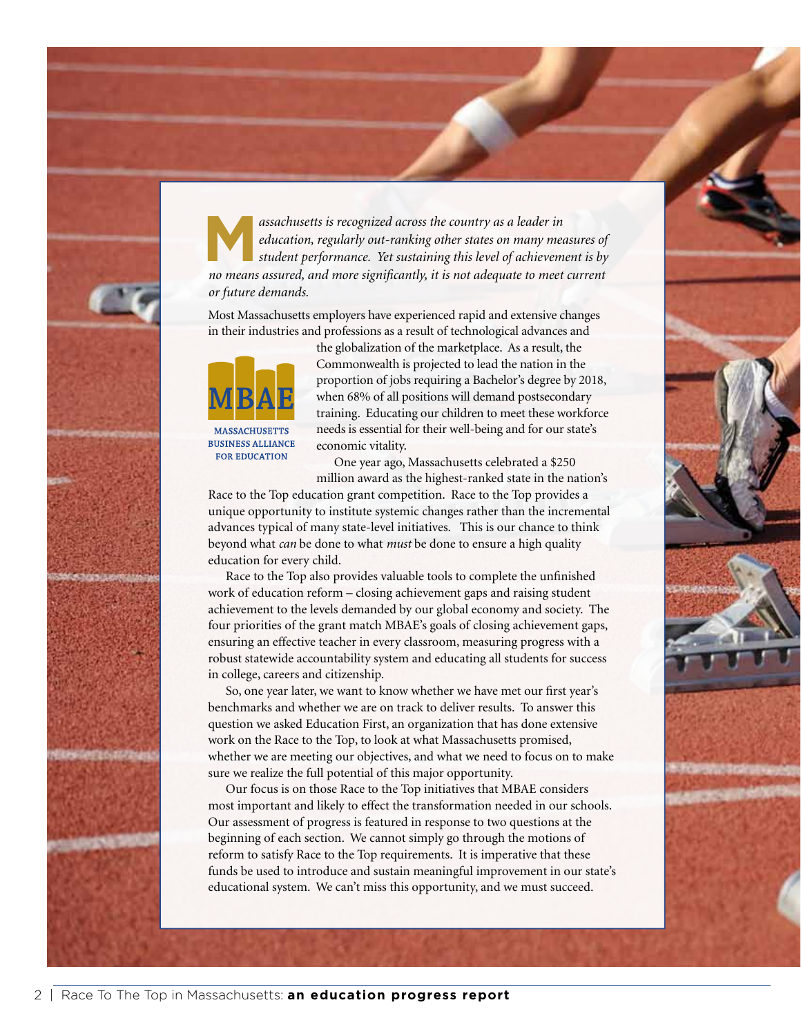*Massachusetts is recognized across the country as a leader in education, regularly out-ranking other states on many measures of student performance. Yet sustaining this level of achievement is by no means assured, and more significantly, it is not adequate to meet current or future demands.*

Most Massachusetts employers have experienced rapid and extensive changes in their industries and professions as a result of technological advances and the globalization of the marketplace. As a result, the Commonwealth is projected to lead the nation in the proportion of jobs requiring a Bachelor's degree by 2018, when 68% of all positions will demand postsecondary training. Educating our children to meet these workforce needs is essential for their well-being and for our state's economic vitality.

MBAE
MASSACHUSETTS BUSINESS ALLIANCE FOR EDUCATION

One year ago, Massachusetts celebrated a $250 million award as the highest-ranked state in the nation's Race to the Top education grant competition. Race to the Top provides a unique opportunity to institute systemic changes rather than the incremental advances typical of many state-level initiatives. This is our chance to think beyond what *can* be done to what *must* be done to ensure a high quality education for every child.

Race to the Top also provides valuable tools to complete the unfinished work of education reform – closing achievement gaps and raising student achievement to the levels demanded by our global economy and society. The four priorities of the grant match MBAE's goals of closing achievement gaps, ensuring an effective teacher in every classroom, measuring progress with a robust statewide accountability system and educating all students for success in college, careers and citizenship.

So, one year later, we want to know whether we have met our first year's benchmarks and whether we are on track to deliver results. To answer this question we asked Education First, an organization that has done extensive work on the Race to the Top, to look at what Massachusetts promised, whether we are meeting our objectives, and what we need to focus on to make sure we realize the full potential of this major opportunity.

Our focus is on those Race to the Top initiatives that MBAE considers most important and likely to effect the transformation needed in our schools. Our assessment of progress is featured in response to two questions at the beginning of each section. We cannot simply go through the motions of reform to satisfy Race to the Top requirements. It is imperative that these funds be used to introduce and sustain meaningful improvement in our state's educational system. We can't miss this opportunity, and we must succeed.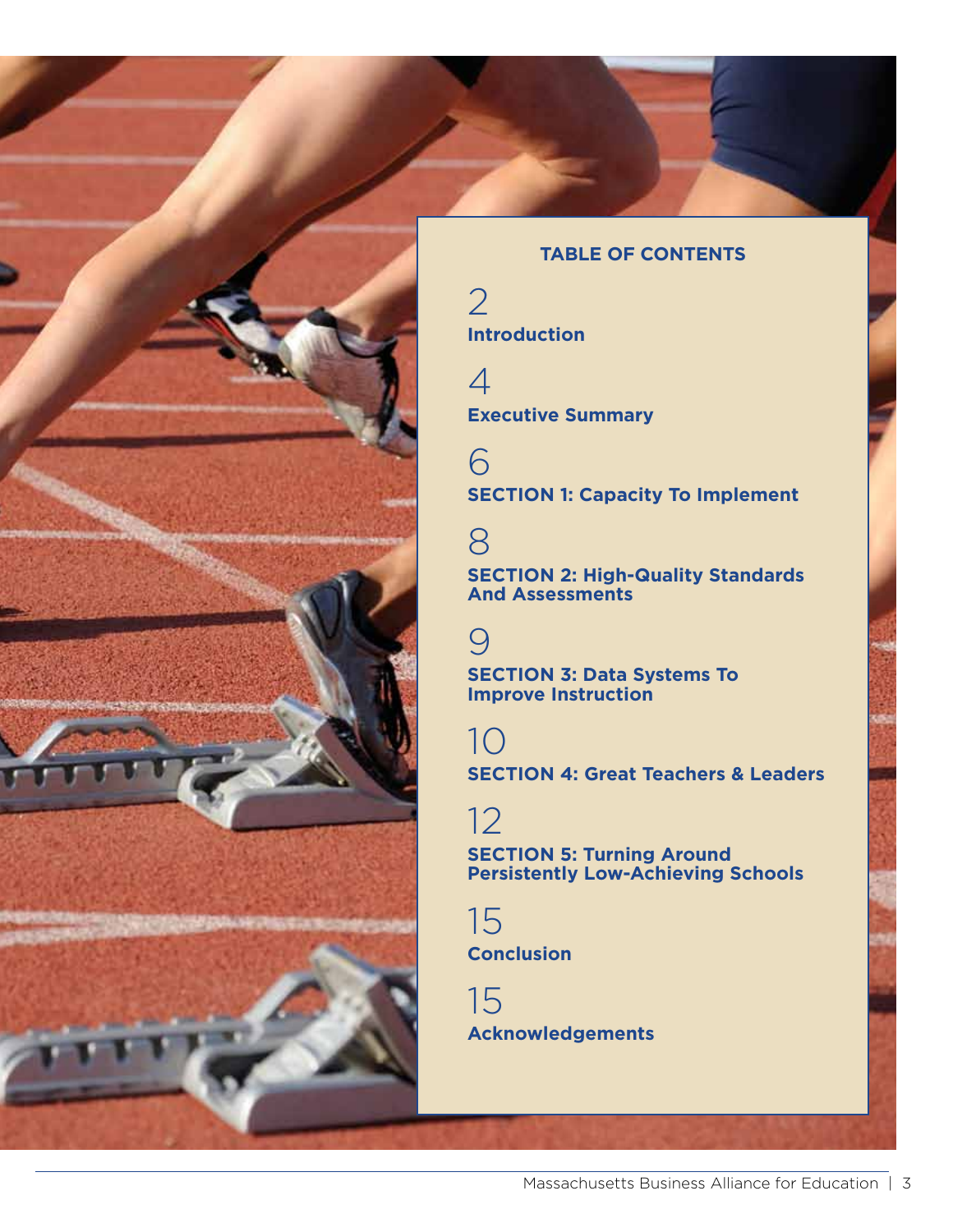## TABLE OF CONTENTS

2
**Introduction**

4
**Executive Summary**

6
**SECTION 1: Capacity To Implement**

8
**SECTION 2: High-Quality Standards And Assessments**

9
**SECTION 3: Data Systems To Improve Instruction**

10
**SECTION 4: Great Teachers & Leaders**

12
**SECTION 5: Turning Around Persistently Low-Achieving Schools**

15
**Conclusion**

15
**Acknowledgements**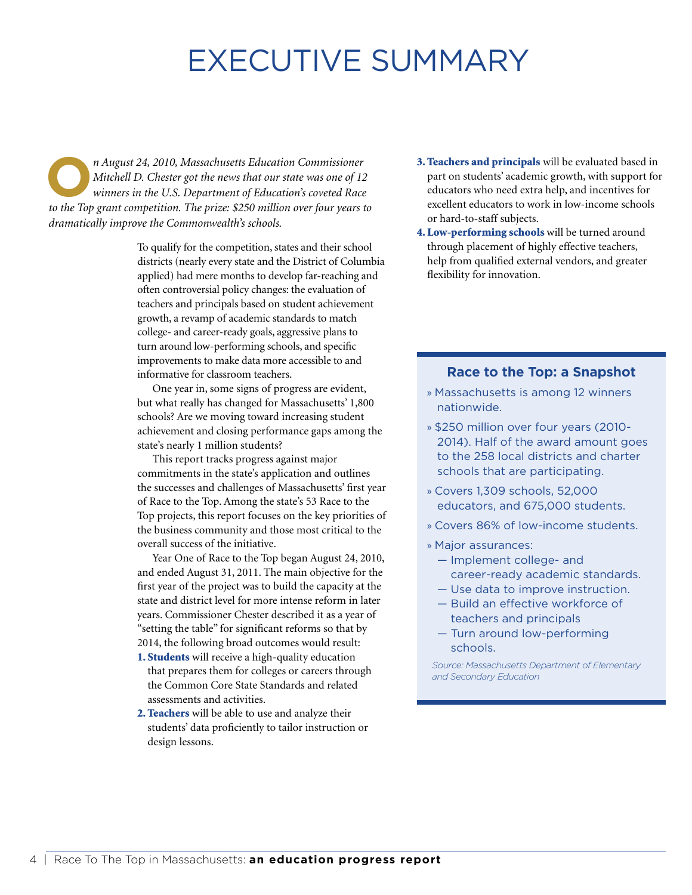# EXECUTIVE SUMMARY

*On August 24, 2010, Massachusetts Education Commissioner Mitchell D. Chester got the news that our state was one of 12 winners in the U.S. Department of Education's coveted Race to the Top grant competition. The prize: $250 million over four years to dramatically improve the Commonwealth's schools.*

To qualify for the competition, states and their school districts (nearly every state and the District of Columbia applied) had mere months to develop far-reaching and often controversial policy changes: the evaluation of teachers and principals based on student achievement growth, a revamp of academic standards to match college- and career-ready goals, aggressive plans to turn around low-performing schools, and specific improvements to make data more accessible to and informative for classroom teachers.

One year in, some signs of progress are evident, but what really has changed for Massachusetts' 1,800 schools? Are we moving toward increasing student achievement and closing performance gaps among the state's nearly 1 million students?

This report tracks progress against major commitments in the state's application and outlines the successes and challenges of Massachusetts' first year of Race to the Top. Among the state's 53 Race to the Top projects, this report focuses on the key priorities of the business community and those most critical to the overall success of the initiative.

Year One of Race to the Top began August 24, 2010, and ended August 31, 2011. The main objective for the first year of the project was to build the capacity at the state and district level for more intense reform in later years. Commissioner Chester described it as a year of "setting the table" for significant reforms so that by 2014, the following broad outcomes would result:

1. **Students** will receive a high-quality education that prepares them for colleges or careers through the Common Core State Standards and related assessments and activities.
2. **Teachers** will be able to use and analyze their students' data proficiently to tailor instruction or design lessons.
3. **Teachers and principals** will be evaluated based in part on students' academic growth, with support for educators who need extra help, and incentives for excellent educators to work in low-income schools or hard-to-staff subjects.
4. **Low-performing schools** will be turned around through placement of highly effective teachers, help from qualified external vendors, and greater flexibility for innovation.

### Race to the Top: a Snapshot

- Massachusetts is among 12 winners nationwide.
- $250 million over four years (2010-2014). Half of the award amount goes to the 258 local districts and charter schools that are participating.
- Covers 1,309 schools, 52,000 educators, and 675,000 students.
- Covers 86% of low-income students.
- Major assurances:
  - Implement college- and career-ready academic standards.
  - Use data to improve instruction.
  - Build an effective workforce of teachers and principals
  - Turn around low-performing schools.

*Source: Massachusetts Department of Elementary and Secondary Education*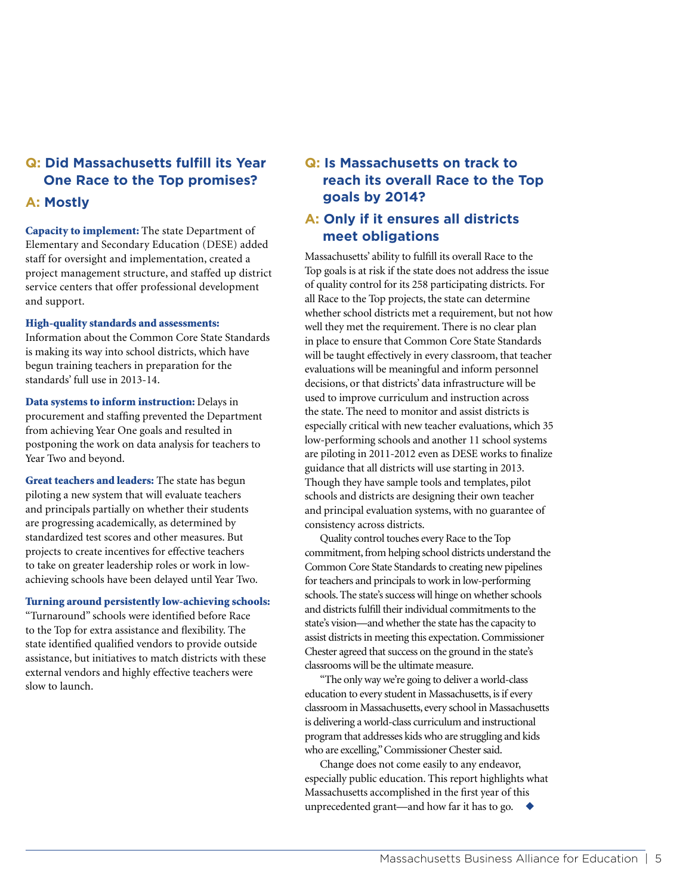## Q: Did Massachusetts fulfill its Year One Race to the Top promises?

## A: Mostly

**Capacity to implement:** The state Department of Elementary and Secondary Education (DESE) added staff for oversight and implementation, created a project management structure, and staffed up district service centers that offer professional development and support.

**High-quality standards and assessments:** Information about the Common Core State Standards is making its way into school districts, which have begun training teachers in preparation for the standards' full use in 2013-14.

**Data systems to inform instruction:** Delays in procurement and staffing prevented the Department from achieving Year One goals and resulted in postponing the work on data analysis for teachers to Year Two and beyond.

**Great teachers and leaders:** The state has begun piloting a new system that will evaluate teachers and principals partially on whether their students are progressing academically, as determined by standardized test scores and other measures. But projects to create incentives for effective teachers to take on greater leadership roles or work in low-achieving schools have been delayed until Year Two.

**Turning around persistently low-achieving schools:** "Turnaround" schools were identified before Race to the Top for extra assistance and flexibility. The state identified qualified vendors to provide outside assistance, but initiatives to match districts with these external vendors and highly effective teachers were slow to launch.

## Q: Is Massachusetts on track to reach its overall Race to the Top goals by 2014?

## A: Only if it ensures all districts meet obligations

Massachusetts' ability to fulfill its overall Race to the Top goals is at risk if the state does not address the issue of quality control for its 258 participating districts. For all Race to the Top projects, the state can determine whether school districts met a requirement, but not how well they met the requirement. There is no clear plan in place to ensure that Common Core State Standards will be taught effectively in every classroom, that teacher evaluations will be meaningful and inform personnel decisions, or that districts' data infrastructure will be used to improve curriculum and instruction across the state. The need to monitor and assist districts is especially critical with new teacher evaluations, which 35 low-performing schools and another 11 school systems are piloting in 2011-2012 even as DESE works to finalize guidance that all districts will use starting in 2013. Though they have sample tools and templates, pilot schools and districts are designing their own teacher and principal evaluation systems, with no guarantee of consistency across districts.

Quality control touches every Race to the Top commitment, from helping school districts understand the Common Core State Standards to creating new pipelines for teachers and principals to work in low-performing schools. The state's success will hinge on whether schools and districts fulfill their individual commitments to the state's vision—and whether the state has the capacity to assist districts in meeting this expectation. Commissioner Chester agreed that success on the ground in the state's classrooms will be the ultimate measure.

"The only way we're going to deliver a world-class education to every student in Massachusetts, is if every classroom in Massachusetts, every school in Massachusetts is delivering a world-class curriculum and instructional program that addresses kids who are struggling and kids who are excelling," Commissioner Chester said.

Change does not come easily to any endeavor, especially public education. This report highlights what Massachusetts accomplished in the first year of this unprecedented grant—and how far it has to go. ◆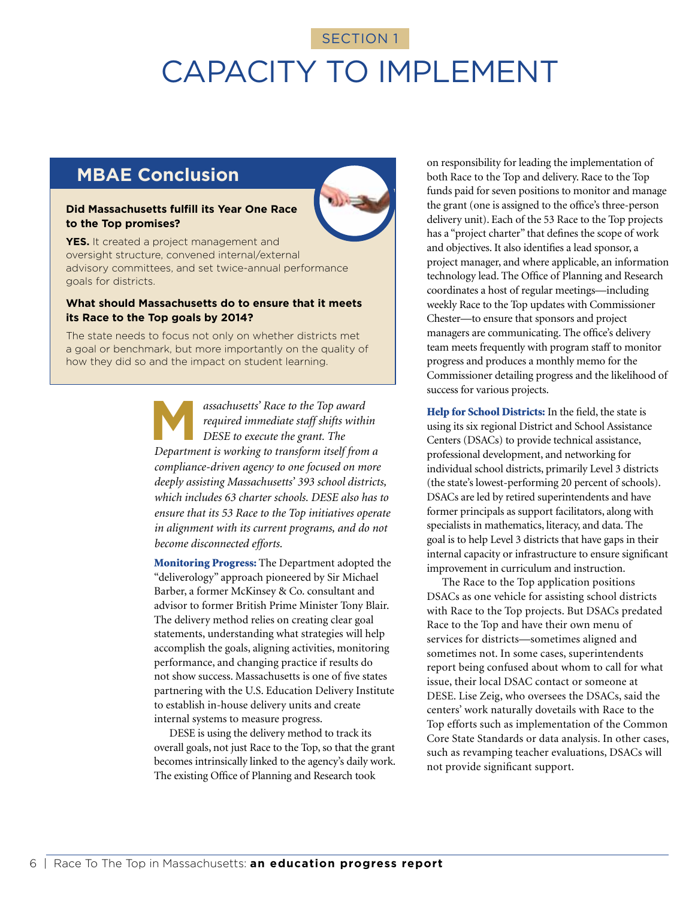SECTION 1

# CAPACITY TO IMPLEMENT

## MBAE Conclusion

**Did Massachusetts fulfill its Year One Race to the Top promises?**

**YES.** It created a project management and oversight structure, convened internal/external advisory committees, and set twice-annual performance goals for districts.

**What should Massachusetts do to ensure that it meets its Race to the Top goals by 2014?**

The state needs to focus not only on whether districts met a goal or benchmark, but more importantly on the quality of how they did so and the impact on student learning.

*Massachusetts' Race to the Top award required immediate staff shifts within DESE to execute the grant. The Department is working to transform itself from a compliance-driven agency to one focused on more deeply assisting Massachusetts' 393 school districts, which includes 63 charter schools. DESE also has to ensure that its 53 Race to the Top initiatives operate in alignment with its current programs, and do not become disconnected efforts.*

**Monitoring Progress:** The Department adopted the "deliverology" approach pioneered by Sir Michael Barber, a former McKinsey & Co. consultant and advisor to former British Prime Minister Tony Blair. The delivery method relies on creating clear goal statements, understanding what strategies will help accomplish the goals, aligning activities, monitoring performance, and changing practice if results do not show success. Massachusetts is one of five states partnering with the U.S. Education Delivery Institute to establish in-house delivery units and create internal systems to measure progress.

DESE is using the delivery method to track its overall goals, not just Race to the Top, so that the grant becomes intrinsically linked to the agency's daily work. The existing Office of Planning and Research took on responsibility for leading the implementation of both Race to the Top and delivery. Race to the Top funds paid for seven positions to monitor and manage the grant (one is assigned to the office's three-person delivery unit). Each of the 53 Race to the Top projects has a "project charter" that defines the scope of work and objectives. It also identifies a lead sponsor, a project manager, and where applicable, an information technology lead. The Office of Planning and Research coordinates a host of regular meetings—including weekly Race to the Top updates with Commissioner Chester—to ensure that sponsors and project managers are communicating. The office's delivery team meets frequently with program staff to monitor progress and produces a monthly memo for the Commissioner detailing progress and the likelihood of success for various projects.

**Help for School Districts:** In the field, the state is using its six regional District and School Assistance Centers (DSACs) to provide technical assistance, professional development, and networking for individual school districts, primarily Level 3 districts (the state's lowest-performing 20 percent of schools). DSACs are led by retired superintendents and have former principals as support facilitators, along with specialists in mathematics, literacy, and data. The goal is to help Level 3 districts that have gaps in their internal capacity or infrastructure to ensure significant improvement in curriculum and instruction.

The Race to the Top application positions DSACs as one vehicle for assisting school districts with Race to the Top projects. But DSACs predated Race to the Top and have their own menu of services for districts—sometimes aligned and sometimes not. In some cases, superintendents report being confused about whom to call for what issue, their local DSAC contact or someone at DESE. Lise Zeig, who oversees the DSACs, said the centers' work naturally dovetails with Race to the Top efforts such as implementation of the Common Core State Standards or data analysis. In other cases, such as revamping teacher evaluations, DSACs will not provide significant support.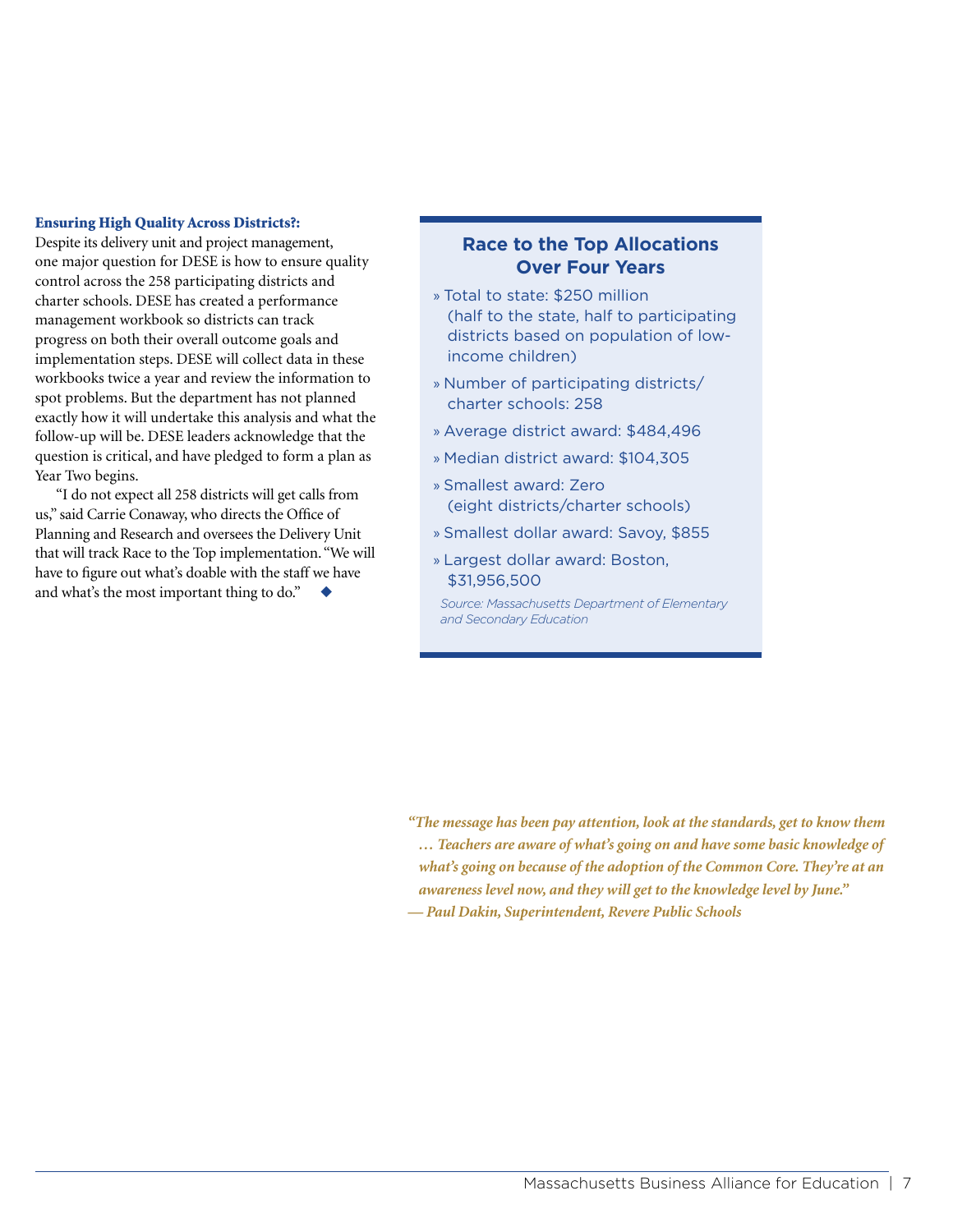**Ensuring High Quality Across Districts?:**

Despite its delivery unit and project management, one major question for DESE is how to ensure quality control across the 258 participating districts and charter schools. DESE has created a performance management workbook so districts can track progress on both their overall outcome goals and implementation steps. DESE will collect data in these workbooks twice a year and review the information to spot problems. But the department has not planned exactly how it will undertake this analysis and what the follow-up will be. DESE leaders acknowledge that the question is critical, and have pledged to form a plan as Year Two begins.

"I do not expect all 258 districts will get calls from us," said Carrie Conaway, who directs the Office of Planning and Research and oversees the Delivery Unit that will track Race to the Top implementation. "We will have to figure out what's doable with the staff we have and what's the most important thing to do." ◆

### Race to the Top Allocations Over Four Years

- Total to state: $250 million (half to the state, half to participating districts based on population of low-income children)
- Number of participating districts/charter schools: 258
- Average district award: $484,496
- Median district award: $104,305
- Smallest award: Zero (eight districts/charter schools)
- Smallest dollar award: Savoy, $855
- Largest dollar award: Boston, $31,956,500

*Source: Massachusetts Department of Elementary and Secondary Education*

***"The message has been pay attention, look at the standards, get to know them … Teachers are aware of what's going on and have some basic knowledge of what's going on because of the adoption of the Common Core. They're at an awareness level now, and they will get to the knowledge level by June."***
***— Paul Dakin, Superintendent, Revere Public Schools***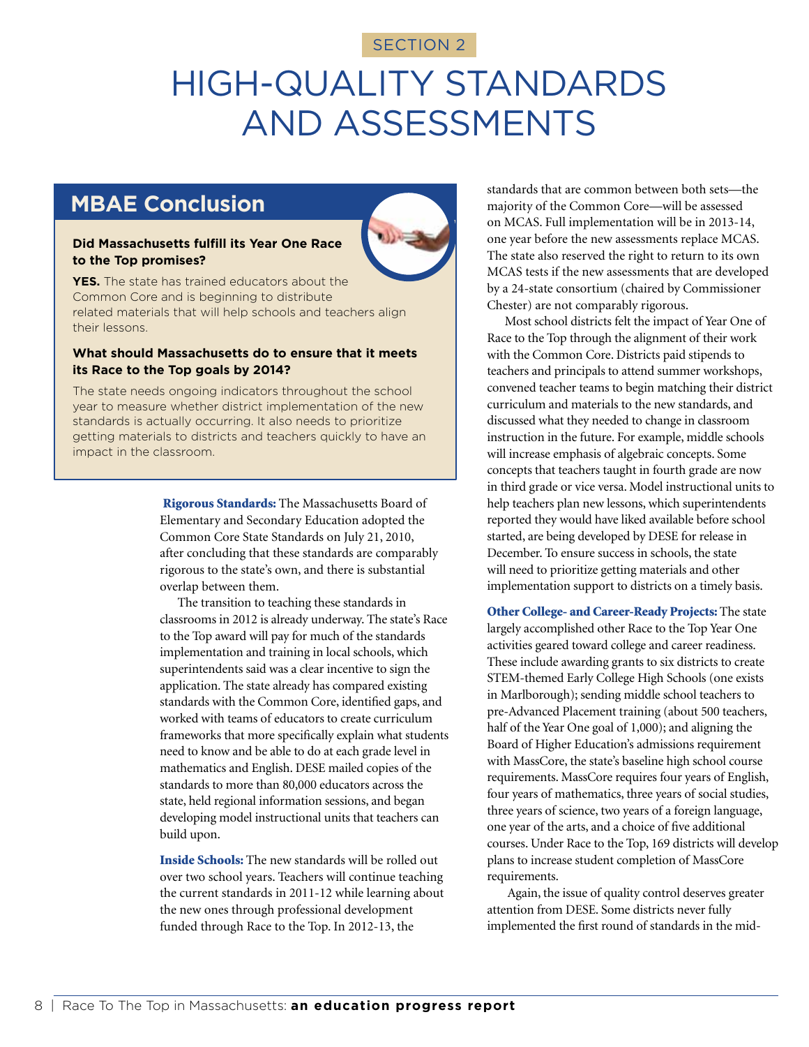SECTION 2

# HIGH-QUALITY STANDARDS AND ASSESSMENTS

## MBAE Conclusion

**Did Massachusetts fulfill its Year One Race to the Top promises?**

**YES.** The state has trained educators about the Common Core and is beginning to distribute related materials that will help schools and teachers align their lessons.

**What should Massachusetts do to ensure that it meets its Race to the Top goals by 2014?**

The state needs ongoing indicators throughout the school year to measure whether district implementation of the new standards is actually occurring. It also needs to prioritize getting materials to districts and teachers quickly to have an impact in the classroom.

**Rigorous Standards:** The Massachusetts Board of Elementary and Secondary Education adopted the Common Core State Standards on July 21, 2010, after concluding that these standards are comparably rigorous to the state's own, and there is substantial overlap between them.

The transition to teaching these standards in classrooms in 2012 is already underway. The state's Race to the Top award will pay for much of the standards implementation and training in local schools, which superintendents said was a clear incentive to sign the application. The state already has compared existing standards with the Common Core, identified gaps, and worked with teams of educators to create curriculum frameworks that more specifically explain what students need to know and be able to do at each grade level in mathematics and English. DESE mailed copies of the standards to more than 80,000 educators across the state, held regional information sessions, and began developing model instructional units that teachers can build upon.

**Inside Schools:** The new standards will be rolled out over two school years. Teachers will continue teaching the current standards in 2011-12 while learning about the new ones through professional development funded through Race to the Top. In 2012-13, the standards that are common between both sets—the majority of the Common Core—will be assessed on MCAS. Full implementation will be in 2013-14, one year before the new assessments replace MCAS. The state also reserved the right to return to its own MCAS tests if the new assessments that are developed by a 24-state consortium (chaired by Commissioner Chester) are not comparably rigorous.

Most school districts felt the impact of Year One of Race to the Top through the alignment of their work with the Common Core. Districts paid stipends to teachers and principals to attend summer workshops, convened teacher teams to begin matching their district curriculum and materials to the new standards, and discussed what they needed to change in classroom instruction in the future. For example, middle schools will increase emphasis of algebraic concepts. Some concepts that teachers taught in fourth grade are now in third grade or vice versa. Model instructional units to help teachers plan new lessons, which superintendents reported they would have liked available before school started, are being developed by DESE for release in December. To ensure success in schools, the state will need to prioritize getting materials and other implementation support to districts on a timely basis.

**Other College- and Career-Ready Projects:** The state largely accomplished other Race to the Top Year One activities geared toward college and career readiness. These include awarding grants to six districts to create STEM-themed Early College High Schools (one exists in Marlborough); sending middle school teachers to pre-Advanced Placement training (about 500 teachers, half of the Year One goal of 1,000); and aligning the Board of Higher Education's admissions requirement with MassCore, the state's baseline high school course requirements. MassCore requires four years of English, four years of mathematics, three years of social studies, three years of science, two years of a foreign language, one year of the arts, and a choice of five additional courses. Under Race to the Top, 169 districts will develop plans to increase student completion of MassCore requirements.

Again, the issue of quality control deserves greater attention from DESE. Some districts never fully implemented the first round of standards in the mid-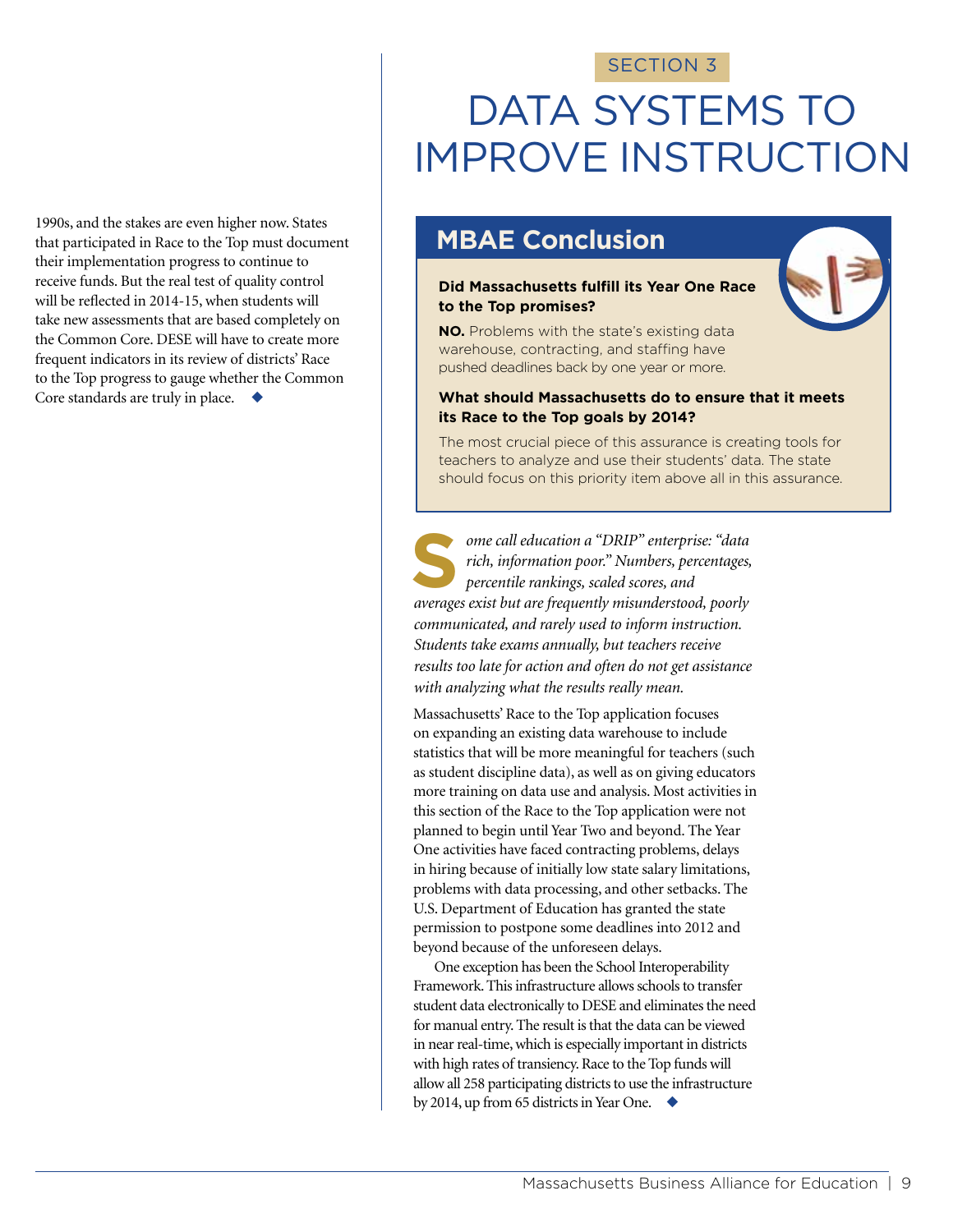1990s, and the stakes are even higher now. States that participated in Race to the Top must document their implementation progress to continue to receive funds. But the real test of quality control will be reflected in 2014-15, when students will take new assessments that are based completely on the Common Core. DESE will have to create more frequent indicators in its review of districts' Race to the Top progress to gauge whether the Common Core standards are truly in place. ◆

SECTION 3

# DATA SYSTEMS TO IMPROVE INSTRUCTION

## MBAE Conclusion

**Did Massachusetts fulfill its Year One Race to the Top promises?**

**NO.** Problems with the state's existing data warehouse, contracting, and staffing have pushed deadlines back by one year or more.

**What should Massachusetts do to ensure that it meets its Race to the Top goals by 2014?**

The most crucial piece of this assurance is creating tools for teachers to analyze and use their students' data. The state should focus on this priority item above all in this assurance.

*Some call education a "DRIP" enterprise: "data rich, information poor." Numbers, percentages, percentile rankings, scaled scores, and averages exist but are frequently misunderstood, poorly communicated, and rarely used to inform instruction. Students take exams annually, but teachers receive results too late for action and often do not get assistance with analyzing what the results really mean.*

Massachusetts' Race to the Top application focuses on expanding an existing data warehouse to include statistics that will be more meaningful for teachers (such as student discipline data), as well as on giving educators more training on data use and analysis. Most activities in this section of the Race to the Top application were not planned to begin until Year Two and beyond. The Year One activities have faced contracting problems, delays in hiring because of initially low state salary limitations, problems with data processing, and other setbacks. The U.S. Department of Education has granted the state permission to postpone some deadlines into 2012 and beyond because of the unforeseen delays.

One exception has been the School Interoperability Framework. This infrastructure allows schools to transfer student data electronically to DESE and eliminates the need for manual entry. The result is that the data can be viewed in near real-time, which is especially important in districts with high rates of transiency. Race to the Top funds will allow all 258 participating districts to use the infrastructure by 2014, up from 65 districts in Year One. ◆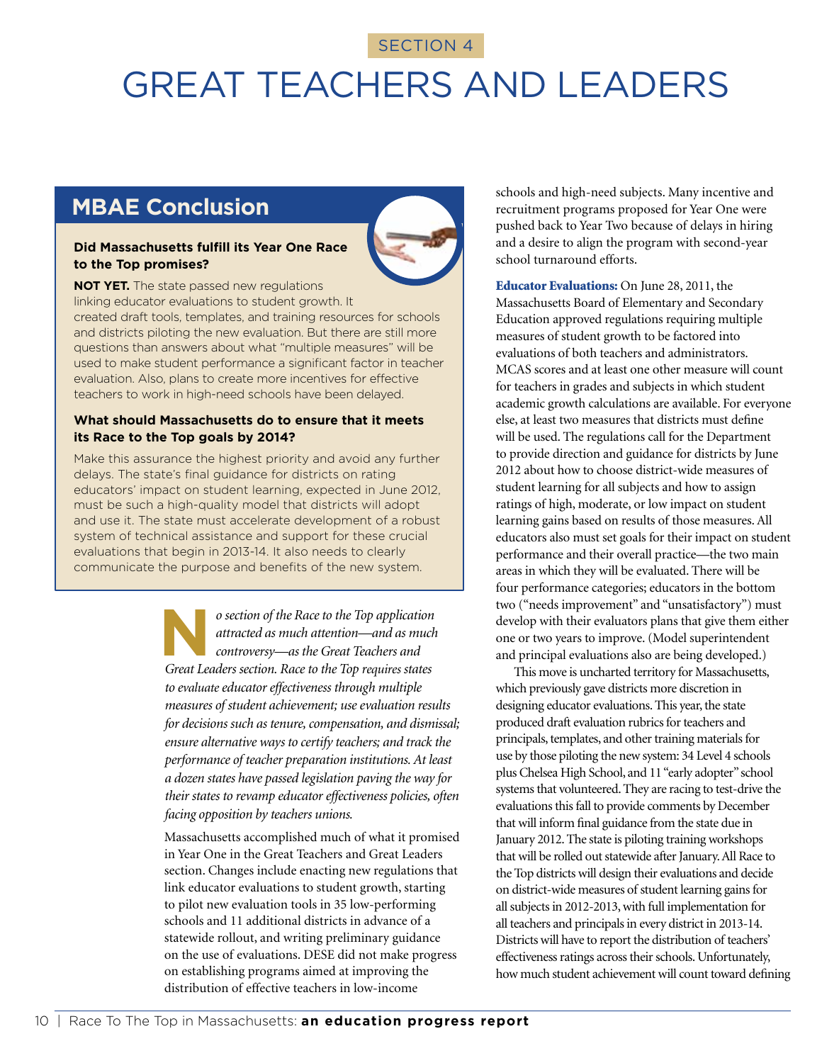SECTION 4

# GREAT TEACHERS AND LEADERS

## MBAE Conclusion

**Did Massachusetts fulfill its Year One Race to the Top promises?**

**NOT YET.** The state passed new regulations linking educator evaluations to student growth. It created draft tools, templates, and training resources for schools and districts piloting the new evaluation. But there are still more questions than answers about what "multiple measures" will be used to make student performance a significant factor in teacher evaluation. Also, plans to create more incentives for effective teachers to work in high-need schools have been delayed.

**What should Massachusetts do to ensure that it meets its Race to the Top goals by 2014?**

Make this assurance the highest priority and avoid any further delays. The state's final guidance for districts on rating educators' impact on student learning, expected in June 2012, must be such a high-quality model that districts will adopt and use it. The state must accelerate development of a robust system of technical assistance and support for these crucial evaluations that begin in 2013-14. It also needs to clearly communicate the purpose and benefits of the new system.

*No section of the Race to the Top application attracted as much attention—and as much controversy—as the Great Teachers and Great Leaders section. Race to the Top requires states to evaluate educator effectiveness through multiple measures of student achievement; use evaluation results for decisions such as tenure, compensation, and dismissal; ensure alternative ways to certify teachers; and track the performance of teacher preparation institutions. At least a dozen states have passed legislation paving the way for their states to revamp educator effectiveness policies, often facing opposition by teachers unions.*

Massachusetts accomplished much of what it promised in Year One in the Great Teachers and Great Leaders section. Changes include enacting new regulations that link educator evaluations to student growth, starting to pilot new evaluation tools in 35 low-performing schools and 11 additional districts in advance of a statewide rollout, and writing preliminary guidance on the use of evaluations. DESE did not make progress on establishing programs aimed at improving the distribution of effective teachers in low-income schools and high-need subjects. Many incentive and recruitment programs proposed for Year One were pushed back to Year Two because of delays in hiring and a desire to align the program with second-year school turnaround efforts.

**Educator Evaluations:** On June 28, 2011, the Massachusetts Board of Elementary and Secondary Education approved regulations requiring multiple measures of student growth to be factored into evaluations of both teachers and administrators. MCAS scores and at least one other measure will count for teachers in grades and subjects in which student academic growth calculations are available. For everyone else, at least two measures that districts must define will be used. The regulations call for the Department to provide direction and guidance for districts by June 2012 about how to choose district-wide measures of student learning for all subjects and how to assign ratings of high, moderate, or low impact on student learning gains based on results of those measures. All educators also must set goals for their impact on student performance and their overall practice—the two main areas in which they will be evaluated. There will be four performance categories; educators in the bottom two ("needs improvement" and "unsatisfactory") must develop with their evaluators plans that give them either one or two years to improve. (Model superintendent and principal evaluations also are being developed.)

This move is uncharted territory for Massachusetts, which previously gave districts more discretion in designing educator evaluations. This year, the state produced draft evaluation rubrics for teachers and principals, templates, and other training materials for use by those piloting the new system: 34 Level 4 schools plus Chelsea High School, and 11 "early adopter" school systems that volunteered. They are racing to test-drive the evaluations this fall to provide comments by December that will inform final guidance from the state due in January 2012. The state is piloting training workshops that will be rolled out statewide after January. All Race to the Top districts will design their evaluations and decide on district-wide measures of student learning gains for all subjects in 2012-2013, with full implementation for all teachers and principals in every district in 2013-14. Districts will have to report the distribution of teachers' effectiveness ratings across their schools. Unfortunately, how much student achievement will count toward defining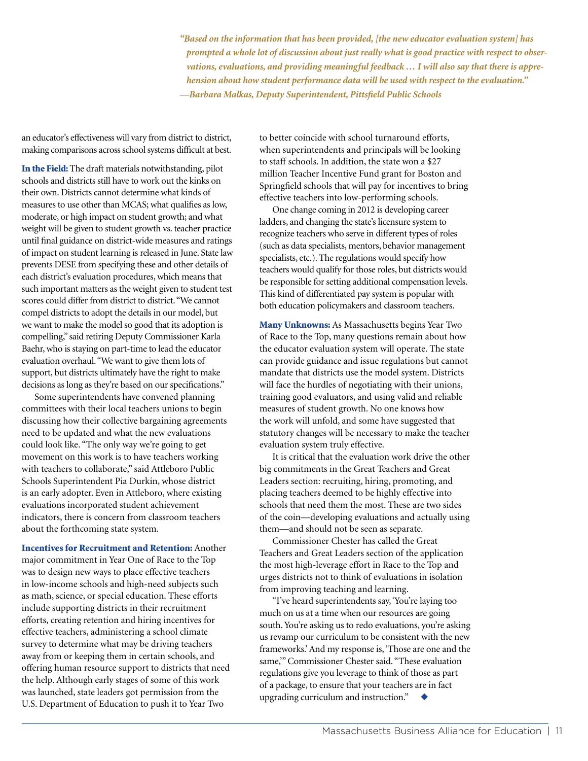*"Based on the information that has been provided, [the new educator evaluation system] has prompted a whole lot of discussion about just really what is good practice with respect to observations, evaluations, and providing meaningful feedback … I will also say that there is apprehension about how student performance data will be used with respect to the evaluation."*
*—Barbara Malkas, Deputy Superintendent, Pittsfield Public Schools*

an educator's effectiveness will vary from district to district, making comparisons across school systems difficult at best.

**In the Field:** The draft materials notwithstanding, pilot schools and districts still have to work out the kinks on their own. Districts cannot determine what kinds of measures to use other than MCAS; what qualifies as low, moderate, or high impact on student growth; and what weight will be given to student growth vs. teacher practice until final guidance on district-wide measures and ratings of impact on student learning is released in June. State law prevents DESE from specifying these and other details of each district's evaluation procedures, which means that such important matters as the weight given to student test scores could differ from district to district. "We cannot compel districts to adopt the details in our model, but we want to make the model so good that its adoption is compelling," said retiring Deputy Commissioner Karla Baehr, who is staying on part-time to lead the educator evaluation overhaul. "We want to give them lots of support, but districts ultimately have the right to make decisions as long as they're based on our specifications."

Some superintendents have convened planning committees with their local teachers unions to begin discussing how their collective bargaining agreements need to be updated and what the new evaluations could look like. "The only way we're going to get movement on this work is to have teachers working with teachers to collaborate," said Attleboro Public Schools Superintendent Pia Durkin, whose district is an early adopter. Even in Attleboro, where existing evaluations incorporated student achievement indicators, there is concern from classroom teachers about the forthcoming state system.

**Incentives for Recruitment and Retention:** Another major commitment in Year One of Race to the Top was to design new ways to place effective teachers in low-income schools and high-need subjects such as math, science, or special education. These efforts include supporting districts in their recruitment efforts, creating retention and hiring incentives for effective teachers, administering a school climate survey to determine what may be driving teachers away from or keeping them in certain schools, and offering human resource support to districts that need the help. Although early stages of some of this work was launched, state leaders got permission from the U.S. Department of Education to push it to Year Two to better coincide with school turnaround efforts, when superintendents and principals will be looking to staff schools. In addition, the state won a $27 million Teacher Incentive Fund grant for Boston and Springfield schools that will pay for incentives to bring effective teachers into low-performing schools.

One change coming in 2012 is developing career ladders, and changing the state's licensure system to recognize teachers who serve in different types of roles (such as data specialists, mentors, behavior management specialists, etc.). The regulations would specify how teachers would qualify for those roles, but districts would be responsible for setting additional compensation levels. This kind of differentiated pay system is popular with both education policymakers and classroom teachers.

**Many Unknowns:** As Massachusetts begins Year Two of Race to the Top, many questions remain about how the educator evaluation system will operate. The state can provide guidance and issue regulations but cannot mandate that districts use the model system. Districts will face the hurdles of negotiating with their unions, training good evaluators, and using valid and reliable measures of student growth. No one knows how the work will unfold, and some have suggested that statutory changes will be necessary to make the teacher evaluation system truly effective.

It is critical that the evaluation work drive the other big commitments in the Great Teachers and Great Leaders section: recruiting, hiring, promoting, and placing teachers deemed to be highly effective into schools that need them the most. These are two sides of the coin—developing evaluations and actually using them—and should not be seen as separate.

Commissioner Chester has called the Great Teachers and Great Leaders section of the application the most high-leverage effort in Race to the Top and urges districts not to think of evaluations in isolation from improving teaching and learning.

"I've heard superintendents say, 'You're laying too much on us at a time when our resources are going south. You're asking us to redo evaluations, you're asking us revamp our curriculum to be consistent with the new frameworks.' And my response is, 'Those are one and the same,'" Commissioner Chester said. "These evaluation regulations give you leverage to think of those as part of a package, to ensure that your teachers are in fact upgrading curriculum and instruction." ◆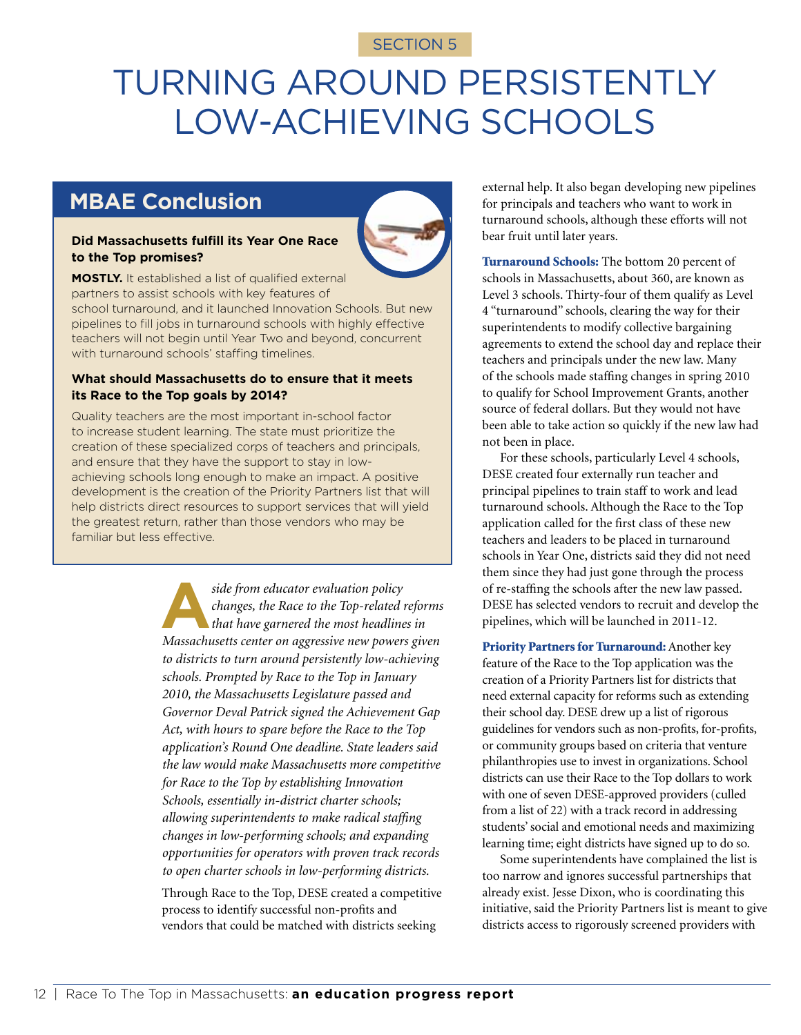SECTION 5

# TURNING AROUND PERSISTENTLY LOW-ACHIEVING SCHOOLS

## MBAE Conclusion

**Did Massachusetts fulfill its Year One Race to the Top promises?**

**MOSTLY.** It established a list of qualified external partners to assist schools with key features of school turnaround, and it launched Innovation Schools. But new pipelines to fill jobs in turnaround schools with highly effective teachers will not begin until Year Two and beyond, concurrent with turnaround schools' staffing timelines.

**What should Massachusetts do to ensure that it meets its Race to the Top goals by 2014?**

Quality teachers are the most important in-school factor to increase student learning. The state must prioritize the creation of these specialized corps of teachers and principals, and ensure that they have the support to stay in low-achieving schools long enough to make an impact. A positive development is the creation of the Priority Partners list that will help districts direct resources to support services that will yield the greatest return, rather than those vendors who may be familiar but less effective.

*Aside from educator evaluation policy changes, the Race to the Top-related reforms that have garnered the most headlines in Massachusetts center on aggressive new powers given to districts to turn around persistently low-achieving schools. Prompted by Race to the Top in January 2010, the Massachusetts Legislature passed and Governor Deval Patrick signed the Achievement Gap Act, with hours to spare before the Race to the Top application's Round One deadline. State leaders said the law would make Massachusetts more competitive for Race to the Top by establishing Innovation Schools, essentially in-district charter schools; allowing superintendents to make radical staffing changes in low-performing schools; and expanding opportunities for operators with proven track records to open charter schools in low-performing districts.*

Through Race to the Top, DESE created a competitive process to identify successful non-profits and vendors that could be matched with districts seeking external help. It also began developing new pipelines for principals and teachers who want to work in turnaround schools, although these efforts will not bear fruit until later years.

**Turnaround Schools:** The bottom 20 percent of schools in Massachusetts, about 360, are known as Level 3 schools. Thirty-four of them qualify as Level 4 "turnaround" schools, clearing the way for their superintendents to modify collective bargaining agreements to extend the school day and replace their teachers and principals under the new law. Many of the schools made staffing changes in spring 2010 to qualify for School Improvement Grants, another source of federal dollars. But they would not have been able to take action so quickly if the new law had not been in place.

For these schools, particularly Level 4 schools, DESE created four externally run teacher and principal pipelines to train staff to work and lead turnaround schools. Although the Race to the Top application called for the first class of these new teachers and leaders to be placed in turnaround schools in Year One, districts said they did not need them since they had just gone through the process of re-staffing the schools after the new law passed. DESE has selected vendors to recruit and develop the pipelines, which will be launched in 2011-12.

**Priority Partners for Turnaround:** Another key feature of the Race to the Top application was the creation of a Priority Partners list for districts that need external capacity for reforms such as extending their school day. DESE drew up a list of rigorous guidelines for vendors such as non-profits, for-profits, or community groups based on criteria that venture philanthropies use to invest in organizations. School districts can use their Race to the Top dollars to work with one of seven DESE-approved providers (culled from a list of 22) with a track record in addressing students' social and emotional needs and maximizing learning time; eight districts have signed up to do so.

Some superintendents have complained the list is too narrow and ignores successful partnerships that already exist. Jesse Dixon, who is coordinating this initiative, said the Priority Partners list is meant to give districts access to rigorously screened providers with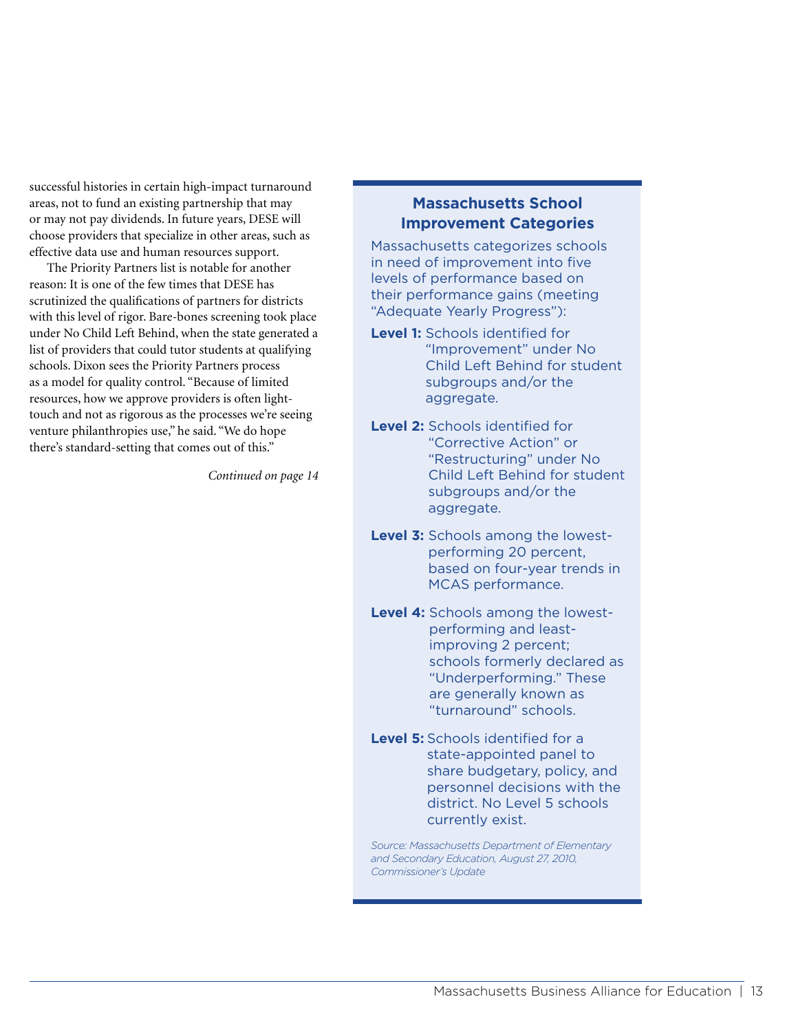successful histories in certain high-impact turnaround areas, not to fund an existing partnership that may or may not pay dividends. In future years, DESE will choose providers that specialize in other areas, such as effective data use and human resources support.

The Priority Partners list is notable for another reason: It is one of the few times that DESE has scrutinized the qualifications of partners for districts with this level of rigor. Bare-bones screening took place under No Child Left Behind, when the state generated a list of providers that could tutor students at qualifying schools. Dixon sees the Priority Partners process as a model for quality control. "Because of limited resources, how we approve providers is often light-touch and not as rigorous as the processes we're seeing venture philanthropies use," he said. "We do hope there's standard-setting that comes out of this."

*Continued on page 14*

## Massachusetts School Improvement Categories

Massachusetts categorizes schools in need of improvement into five levels of performance based on their performance gains (meeting "Adequate Yearly Progress"):

**Level 1:** Schools identified for "Improvement" under No Child Left Behind for student subgroups and/or the aggregate.

**Level 2:** Schools identified for "Corrective Action" or "Restructuring" under No Child Left Behind for student subgroups and/or the aggregate.

**Level 3:** Schools among the lowest-performing 20 percent, based on four-year trends in MCAS performance.

**Level 4:** Schools among the lowest-performing and least-improving 2 percent; schools formerly declared as "Underperforming." These are generally known as "turnaround" schools.

**Level 5:** Schools identified for a state-appointed panel to share budgetary, policy, and personnel decisions with the district. No Level 5 schools currently exist.

*Source: Massachusetts Department of Elementary and Secondary Education, August 27, 2010, Commissioner's Update*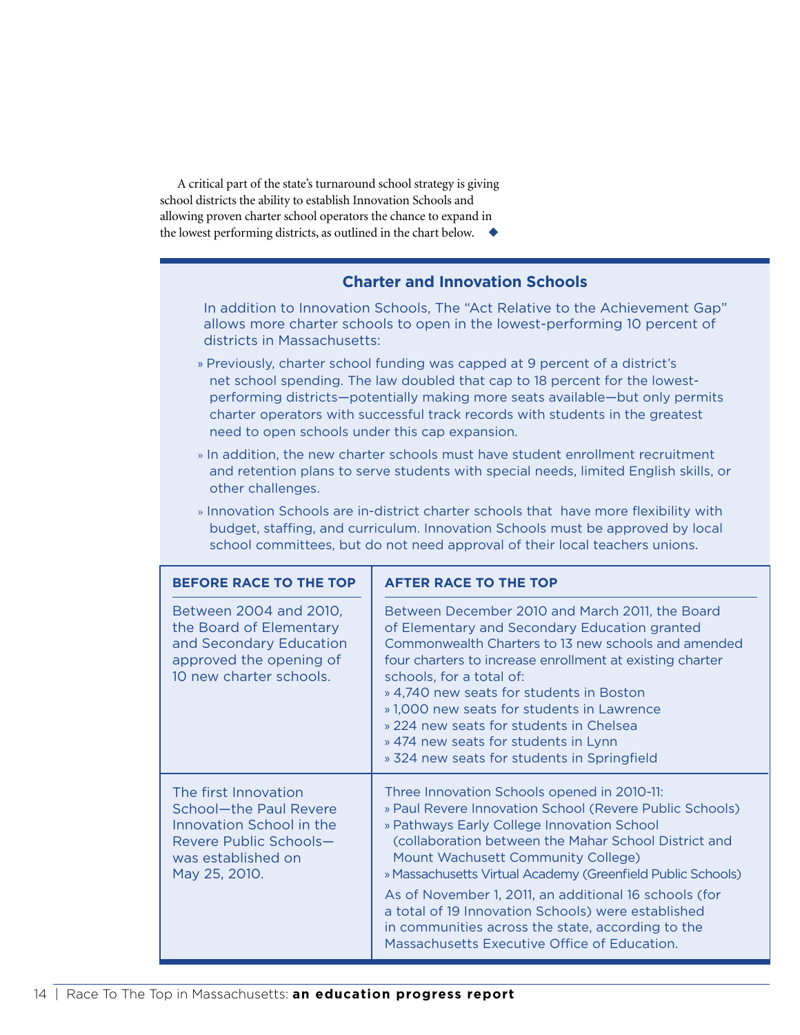A critical part of the state's turnaround school strategy is giving school districts the ability to establish Innovation Schools and allowing proven charter school operators the chance to expand in the lowest performing districts, as outlined in the chart below. ◆

## Charter and Innovation Schools

In addition to Innovation Schools, The "Act Relative to the Achievement Gap" allows more charter schools to open in the lowest-performing 10 percent of districts in Massachusetts:

» Previously, charter school funding was capped at 9 percent of a district's net school spending. The law doubled that cap to 18 percent for the lowest-performing districts—potentially making more seats available—but only permits charter operators with successful track records with students in the greatest need to open schools under this cap expansion.

» In addition, the new charter schools must have student enrollment recruitment and retention plans to serve students with special needs, limited English skills, or other challenges.

» Innovation Schools are in-district charter schools that have more flexibility with budget, staffing, and curriculum. Innovation Schools must be approved by local school committees, but do not need approval of their local teachers unions.

| BEFORE RACE TO THE TOP | AFTER RACE TO THE TOP |
|---|---|
| Between 2004 and 2010, the Board of Elementary and Secondary Education approved the opening of 10 new charter schools. | Between December 2010 and March 2011, the Board of Elementary and Secondary Education granted Commonwealth Charters to 13 new schools and amended four charters to increase enrollment at existing charter schools, for a total of:<br>» 4,740 new seats for students in Boston<br>» 1,000 new seats for students in Lawrence<br>» 224 new seats for students in Chelsea<br>» 474 new seats for students in Lynn<br>» 324 new seats for students in Springfield |
| The first Innovation School—the Paul Revere Innovation School in the Revere Public Schools—was established on May 25, 2010. | Three Innovation Schools opened in 2010-11:<br>» Paul Revere Innovation School (Revere Public Schools)<br>» Pathways Early College Innovation School (collaboration between the Mahar School District and Mount Wachusett Community College)<br>» Massachusetts Virtual Academy (Greenfield Public Schools)<br>As of November 1, 2011, an additional 16 schools (for a total of 19 Innovation Schools) were established in communities across the state, according to the Massachusetts Executive Office of Education. |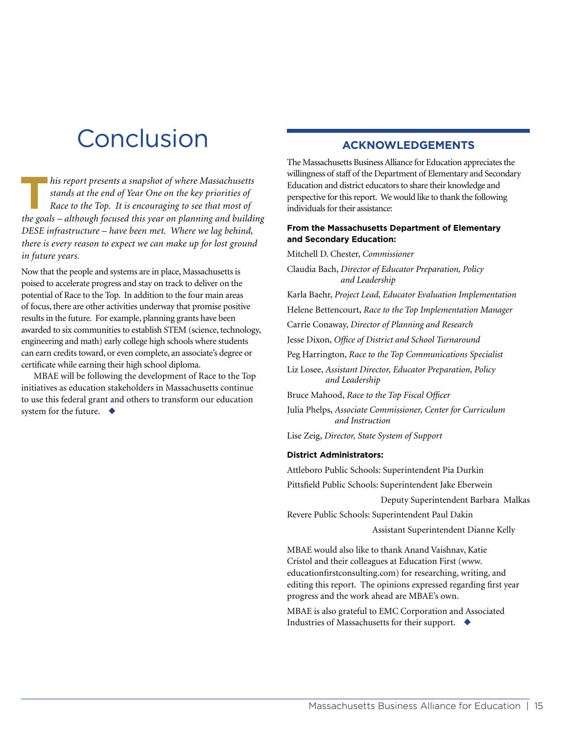# Conclusion

*This report presents a snapshot of where Massachusetts stands at the end of Year One on the key priorities of Race to the Top. It is encouraging to see that most of the goals – although focused this year on planning and building DESE infrastructure – have been met. Where we lag behind, there is every reason to expect we can make up for lost ground in future years.*

Now that the people and systems are in place, Massachusetts is poised to accelerate progress and stay on track to deliver on the potential of Race to the Top. In addition to the four main areas of focus, there are other activities underway that promise positive results in the future. For example, planning grants have been awarded to six communities to establish STEM (science, technology, engineering and math) early college high schools where students can earn credits toward, or even complete, an associate's degree or certificate while earning their high school diploma.

MBAE will be following the development of Race to the Top initiatives as education stakeholders in Massachusetts continue to use this federal grant and others to transform our education system for the future. ◆

## ACKNOWLEDGEMENTS

The Massachusetts Business Alliance for Education appreciates the willingness of staff of the Department of Elementary and Secondary Education and district educators to share their knowledge and perspective for this report. We would like to thank the following individuals for their assistance:

**From the Massachusetts Department of Elementary and Secondary Education:**

Mitchell D. Chester, *Commissioner*

Claudia Bach, *Director of Educator Preparation, Policy and Leadership*

Karla Baehr, *Project Lead, Educator Evaluation Implementation*

Helene Bettencourt, *Race to the Top Implementation Manager*

Carrie Conaway, *Director of Planning and Research*

Jesse Dixon, *Office of District and School Turnaround*

Peg Harrington, *Race to the Top Communications Specialist*

Liz Losee, *Assistant Director, Educator Preparation, Policy and Leadership*

Bruce Mahood, *Race to the Top Fiscal Officer*

Julia Phelps, *Associate Commissioner, Center for Curriculum and Instruction*

Lise Zeig, *Director, State System of Support*

**District Administrators:**

Attleboro Public Schools: Superintendent Pia Durkin

Pittsfield Public Schools: Superintendent Jake Eberwein
Deputy Superintendent Barbara Malkas

Revere Public Schools: Superintendent Paul Dakin
Assistant Superintendent Dianne Kelly

MBAE would also like to thank Anand Vaishnav, Katie Cristol and their colleagues at Education First (www.educationfirstconsulting.com) for researching, writing, and editing this report. The opinions expressed regarding first year progress and the work ahead are MBAE's own.

MBAE is also grateful to EMC Corporation and Associated Industries of Massachusetts for their support. ◆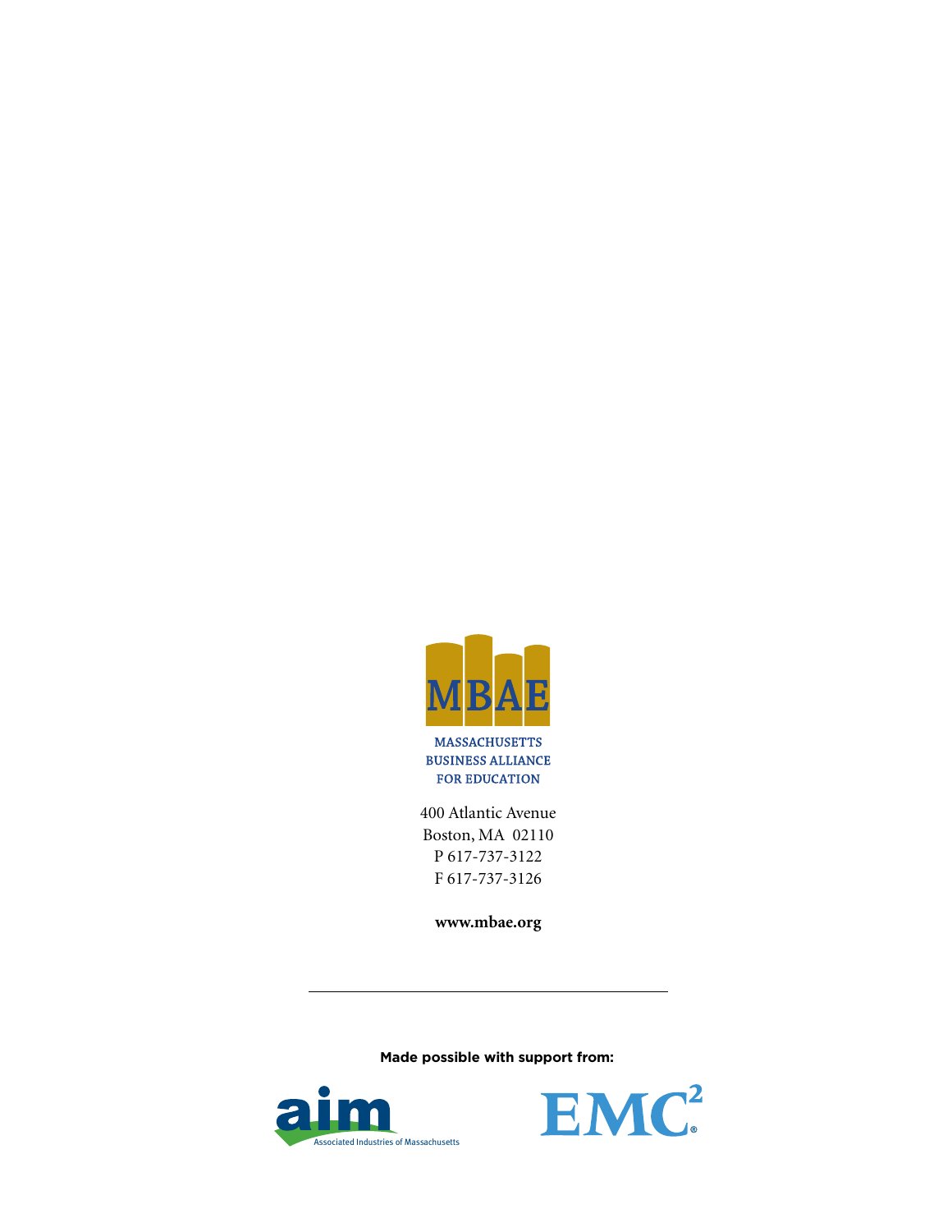MBAE

MASSACHUSETTS
BUSINESS ALLIANCE
FOR EDUCATION

400 Atlantic Avenue
Boston, MA 02110
P 617-737-3122
F 617-737-3126

**www.mbae.org**

---

**Made possible with support from:**

aim
Associated Industries of Massachusetts

EMC²